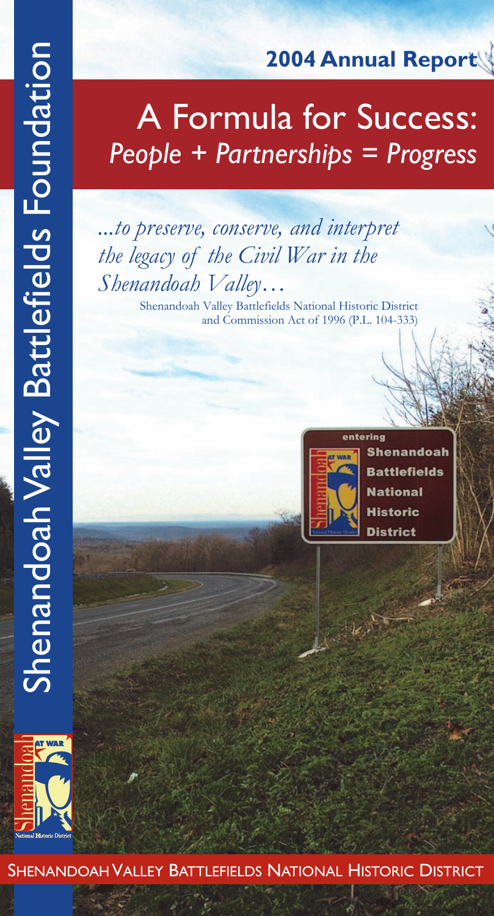# Shenandoah Valley Battlefields Foundation

**2004 Annual Report**

# A Formula for Success:
## *People + Partnerships = Progress*

*...to preserve, conserve, and interpret the legacy of the Civil War in the Shenandoah Valley…*

Shenandoah Valley Battlefields National Historic District and Commission Act of 1996 (P.L. 104-333)

entering Shenandoah Battlefields National Historic District

SHENANDOAH VALLEY BATTLEFIELDS NATIONAL HISTORIC DISTRICT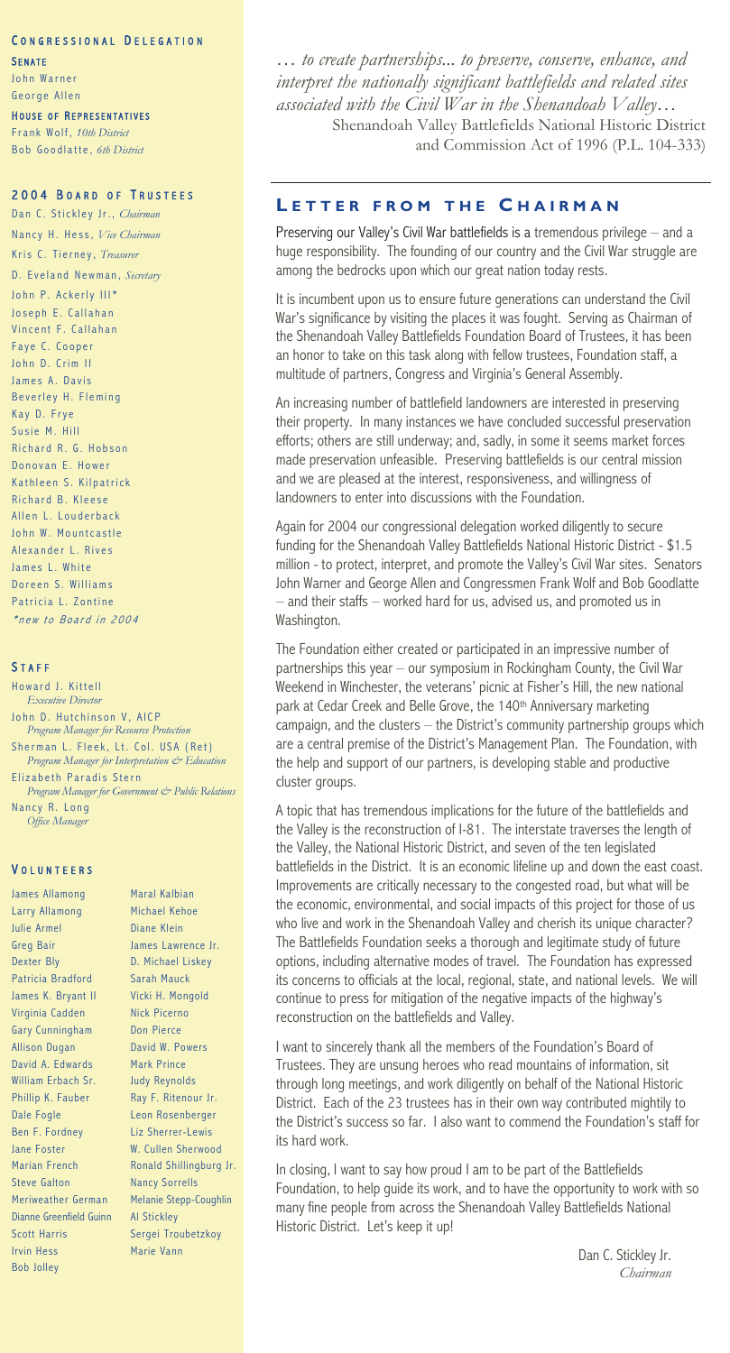## Congressional Delegation

**Senate**

John Warner
George Allen

**House of Representatives**

Frank Wolf, *10th District*
Bob Goodlatte, *6th District*

## 2004 Board of Trustees

Dan C. Stickley Jr., *Chairman*
Nancy H. Hess, *Vice Chairman*
Kris C. Tierney, *Treasurer*
D. Eveland Newman, *Secretary*
John P. Ackerly III*
Joseph E. Callahan
Vincent F. Callahan
Faye C. Cooper
John D. Crim II
James A. Davis
Beverley H. Fleming
Kay D. Frye
Susie M. Hill
Richard R. G. Hobson
Donovan E. Hower
Kathleen S. Kilpatrick
Richard B. Kleese
Allen L. Louderback
John W. Mountcastle
Alexander L. Rives
James L. White
Doreen S. Williams
Patricia L. Zontine

*new to Board in 2004*

## Staff

Howard J. Kittell
*Executive Director*

John D. Hutchinson V, AICP
*Program Manager for Resource Protection*

Sherman L. Fleek, Lt. Col. USA (Ret)
*Program Manager for Interpretation & Education*

Elizabeth Paradis Stern
*Program Manager for Government & Public Relations*

Nancy R. Long
*Office Manager*

## Volunteers

James Allamong
Larry Allamong
Julie Armel
Greg Bair
Dexter Bly
Patricia Bradford
James K. Bryant II
Virginia Cadden
Gary Cunningham
Allison Dugan
David A. Edwards
William Erbach Sr.
Phillip K. Fauber
Dale Fogle
Ben F. Fordney
Jane Foster
Marian French
Steve Galton
Meriweather German
Dianne Greenfield Guinn
Scott Harris
Irvin Hess
Bob Jolley
Maral Kalbian
Michael Kehoe
Diane Klein
James Lawrence Jr.
D. Michael Liskey
Sarah Mauck
Vicki H. Mongold
Nick Picerno
Don Pierce
David W. Powers
Mark Prince
Judy Reynolds
Ray F. Ritenour Jr.
Leon Rosenberger
Liz Sherrer-Lewis
W. Cullen Sherwood
Ronald Shillingburg Jr.
Nancy Sorrells
Melanie Stepp-Coughlin
Al Stickley
Sergei Troubetzkoy
Marie Vann

*… to create partnerships... to preserve, conserve, enhance, and interpret the nationally significant battlefields and related sites associated with the Civil War in the Shenandoah Valley…*

Shenandoah Valley Battlefields National Historic District and Commission Act of 1996 (P.L. 104-333)

## Letter from the Chairman

Preserving our Valley's Civil War battlefields is a tremendous privilege – and a huge responsibility. The founding of our country and the Civil War struggle are among the bedrocks upon which our great nation today rests.

It is incumbent upon us to ensure future generations can understand the Civil War's significance by visiting the places it was fought. Serving as Chairman of the Shenandoah Valley Battlefields Foundation Board of Trustees, it has been an honor to take on this task along with fellow trustees, Foundation staff, a multitude of partners, Congress and Virginia's General Assembly.

An increasing number of battlefield landowners are interested in preserving their property. In many instances we have concluded successful preservation efforts; others are still underway; and, sadly, in some it seems market forces made preservation unfeasible. Preserving battlefields is our central mission and we are pleased at the interest, responsiveness, and willingness of landowners to enter into discussions with the Foundation.

Again for 2004 our congressional delegation worked diligently to secure funding for the Shenandoah Valley Battlefields National Historic District - $1.5 million - to protect, interpret, and promote the Valley's Civil War sites. Senators John Warner and George Allen and Congressmen Frank Wolf and Bob Goodlatte – and their staffs – worked hard for us, advised us, and promoted us in Washington.

The Foundation either created or participated in an impressive number of partnerships this year – our symposium in Rockingham County, the Civil War Weekend in Winchester, the veterans' picnic at Fisher's Hill, the new national park at Cedar Creek and Belle Grove, the 140th Anniversary marketing campaign, and the clusters – the District's community partnership groups which are a central premise of the District's Management Plan. The Foundation, with the help and support of our partners, is developing stable and productive cluster groups.

A topic that has tremendous implications for the future of the battlefields and the Valley is the reconstruction of I-81. The interstate traverses the length of the Valley, the National Historic District, and seven of the ten legislated battlefields in the District. It is an economic lifeline up and down the east coast. Improvements are critically necessary to the congested road, but what will be the economic, environmental, and social impacts of this project for those of us who live and work in the Shenandoah Valley and cherish its unique character? The Battlefields Foundation seeks a thorough and legitimate study of future options, including alternative modes of travel. The Foundation has expressed its concerns to officials at the local, regional, state, and national levels. We will continue to press for mitigation of the negative impacts of the highway's reconstruction on the battlefields and Valley.

I want to sincerely thank all the members of the Foundation's Board of Trustees. They are unsung heroes who read mountains of information, sit through long meetings, and work diligently on behalf of the National Historic District. Each of the 23 trustees has in their own way contributed mightily to the District's success so far. I also want to commend the Foundation's staff for its hard work.

In closing, I want to say how proud I am to be part of the Battlefields Foundation, to help guide its work, and to have the opportunity to work with so many fine people from across the Shenandoah Valley Battlefields National Historic District. Let's keep it up!

Dan C. Stickley Jr.
*Chairman*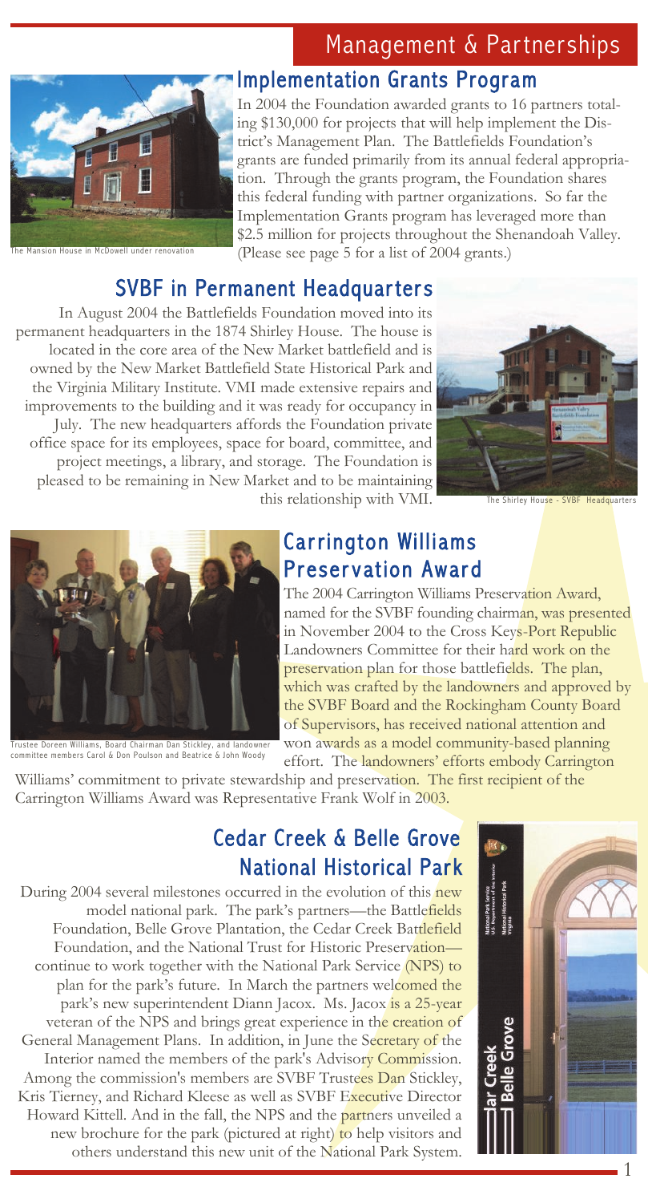# Management & Partnerships

## Implementation Grants Program

The Mansion House in McDowell under renovation

In 2004 the Foundation awarded grants to 16 partners totaling $130,000 for projects that will help implement the District's Management Plan. The Battlefields Foundation's grants are funded primarily from its annual federal appropriation. Through the grants program, the Foundation shares this federal funding with partner organizations. So far the Implementation Grants program has leveraged more than $2.5 million for projects throughout the Shenandoah Valley. (Please see page 5 for a list of 2004 grants.)

## SVBF in Permanent Headquarters

In August 2004 the Battlefields Foundation moved into its permanent headquarters in the 1874 Shirley House. The house is located in the core area of the New Market battlefield and is owned by the New Market Battlefield State Historical Park and the Virginia Military Institute. VMI made extensive repairs and improvements to the building and it was ready for occupancy in July. The new headquarters affords the Foundation private office space for its employees, space for board, committee, and project meetings, a library, and storage. The Foundation is pleased to be remaining in New Market and to be maintaining this relationship with VMI.

The Shirley House - SVBF Headquarters

## Carrington Williams Preservation Award

Trustee Doreen Williams, Board Chairman Dan Stickley, and landowner committee members Carol & Don Poulson and Beatrice & John Woody

The 2004 Carrington Williams Preservation Award, named for the SVBF founding chairman, was presented in November 2004 to the Cross Keys-Port Republic Landowners Committee for their hard work on the preservation plan for those battlefields. The plan, which was crafted by the landowners and approved by the SVBF Board and the Rockingham County Board of Supervisors, has received national attention and won awards as a model community-based planning effort. The landowners' efforts embody Carrington Williams' commitment to private stewardship and preservation. The first recipient of the Carrington Williams Award was Representative Frank Wolf in 2003.

## Cedar Creek & Belle Grove National Historical Park

During 2004 several milestones occurred in the evolution of this new model national park. The park's partners—the Battlefields Foundation, Belle Grove Plantation, the Cedar Creek Battlefield Foundation, and the National Trust for Historic Preservation—continue to work together with the National Park Service (NPS) to plan for the park's future. In March the partners welcomed the park's new superintendent Diann Jacox. Ms. Jacox is a 25-year veteran of the NPS and brings great experience in the creation of General Management Plans. In addition, in June the Secretary of the Interior named the members of the park's Advisory Commission. Among the commission's members are SVBF Trustees Dan Stickley, Kris Tierney, and Richard Kleese as well as SVBF Executive Director Howard Kittell. And in the fall, the NPS and the partners unveiled a new brochure for the park (pictured at right) to help visitors and others understand this new unit of the National Park System.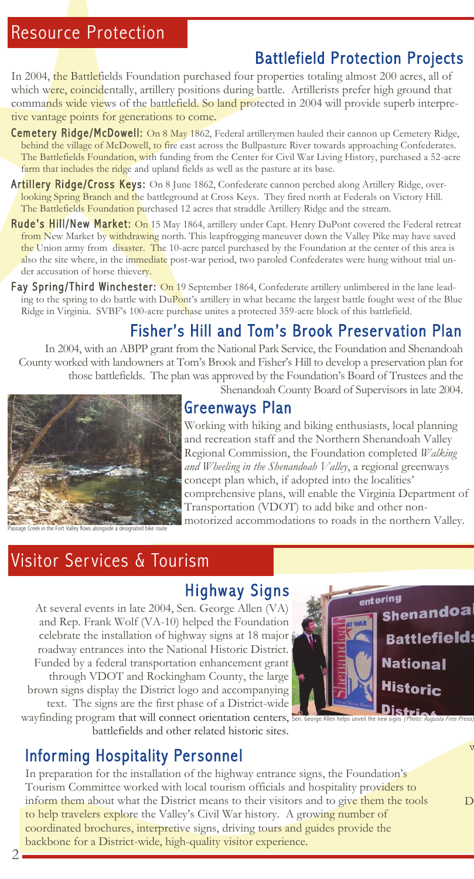# Resource Protection

## Battlefield Protection Projects

In 2004, the Battlefields Foundation purchased four properties totaling almost 200 acres, all of which were, coincidentally, artillery positions during battle. Artillerists prefer high ground that commands wide views of the battlefield. So land protected in 2004 will provide superb interpretive vantage points for generations to come.

**Cemetery Ridge/McDowell:** On 8 May 1862, Federal artillerymen hauled their cannon up Cemetery Ridge, behind the village of McDowell, to fire east across the Bullpasture River towards approaching Confederates. The Battlefields Foundation, with funding from the Center for Civil War Living History, purchased a 52-acre farm that includes the ridge and upland fields as well as the pasture at its base.

**Artillery Ridge/Cross Keys:** On 8 June 1862, Confederate cannon perched along Artillery Ridge, overlooking Spring Branch and the battleground at Cross Keys. They fired north at Federals on Victory Hill. The Battlefields Foundation purchased 12 acres that straddle Artillery Ridge and the stream.

**Rude's Hill/New Market:** On 15 May 1864, artillery under Capt. Henry DuPont covered the Federal retreat from New Market by withdrawing north. This leapfrogging maneuver down the Valley Pike may have saved the Union army from disaster. The 10-acre parcel purchased by the Foundation at the center of this area is also the site where, in the immediate post-war period, two paroled Confederates were hung without trial under accusation of horse thievery.

**Fay Spring/Third Winchester:** On 19 September 1864, Confederate artillery unlimbered in the lane leading to the spring to do battle with DuPont's artillery in what became the largest battle fought west of the Blue Ridge in Virginia. SVBF's 100-acre purchase unites a protected 359-acre block of this battlefield.

## Fisher's Hill and Tom's Brook Preservation Plan

In 2004, with an ABPP grant from the National Park Service, the Foundation and Shenandoah County worked with landowners at Tom's Brook and Fisher's Hill to develop a preservation plan for those battlefields. The plan was approved by the Foundation's Board of Trustees and the Shenandoah County Board of Supervisors in late 2004.

## Greenways Plan

Working with hiking and biking enthusiasts, local planning and recreation staff and the Northern Shenandoah Valley Regional Commission, the Foundation completed *Walking and Wheeling in the Shenandoah Valley*, a regional greenways concept plan which, if adopted into the localities' comprehensive plans, will enable the Virginia Department of Transportation (VDOT) to add bike and other non-motorized accommodations to roads in the northern Valley.

Passage Creek in the Fort Valley flows alongside a designated bike route

# Visitor Services & Tourism

## Highway Signs

At several events in late 2004, Sen. George Allen (VA) and Rep. Frank Wolf (VA-10) helped the Foundation celebrate the installation of highway signs at 18 major roadway entrances into the National Historic District. Funded by a federal transportation enhancement grant through VDOT and Rockingham County, the large brown signs display the District logo and accompanying text. The signs are the first phase of a District-wide wayfinding program that will connect orientation centers, battlefields and other related historic sites.

Sen. George Allen helps unveil the new signs *(Photo: Augusta Free Press)*

## Informing Hospitality Personnel

In preparation for the installation of the highway entrance signs, the Foundation's Tourism Committee worked with local tourism officials and hospitality providers to inform them about what the District means to their visitors and to give them the tools to help travelers explore the Valley's Civil War history. A growing number of coordinated brochures, interpretive signs, driving tours and guides provide the backbone for a District-wide, high-quality visitor experience.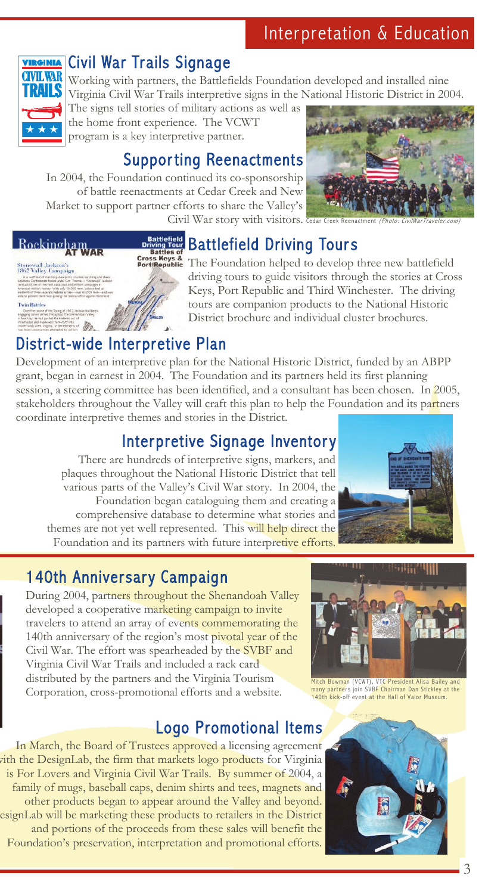# Interpretation & Education

## Civil War Trails Signage

Working with partners, the Battlefields Foundation developed and installed nine Virginia Civil War Trails interpretive signs in the National Historic District in 2004. The signs tell stories of military actions as well as the home front experience. The VCWT program is a key interpretive partner.

## Supporting Reenactments

In 2004, the Foundation continued its co-sponsorship of battle reenactments at Cedar Creek and New Market to support partner efforts to share the Valley's Civil War story with visitors.

Cedar Creek Reenactment *(Photo: CivilWarTraveler.com)*

## Battlefield Driving Tours

The Foundation helped to develop three new battlefield driving tours to guide visitors through the stories at Cross Keys, Port Republic and Third Winchester. The driving tours are companion products to the National Historic District brochure and individual cluster brochures.

## District-wide Interpretive Plan

Development of an interpretive plan for the National Historic District, funded by an ABPP grant, began in earnest in 2004. The Foundation and its partners held its first planning session, a steering committee has been identified, and a consultant has been chosen. In 2005, stakeholders throughout the Valley will craft this plan to help the Foundation and its partners coordinate interpretive themes and stories in the District.

## Interpretive Signage Inventory

There are hundreds of interpretive signs, markers, and plaques throughout the National Historic District that tell various parts of the Valley's Civil War story. In 2004, the Foundation began cataloguing them and creating a comprehensive database to determine what stories and themes are not yet well represented. This will help direct the Foundation and its partners with future interpretive efforts.

## 140th Anniversary Campaign

During 2004, partners throughout the Shenandoah Valley developed a cooperative marketing campaign to invite travelers to attend an array of events commemorating the 140th anniversary of the region's most pivotal year of the Civil War. The effort was spearheaded by the SVBF and Virginia Civil War Trails and included a rack card distributed by the partners and the Virginia Tourism Corporation, cross-promotional efforts and a website.

Mitch Bowman (VCWT), VTC President Alisa Bailey and many partners join SVBF Chairman Dan Stickley at the 140th kick-off event at the Hall of Valor Museum.

## Logo Promotional Items

In March, the Board of Trustees approved a licensing agreement with the DesignLab, the firm that markets logo products for Virginia is For Lovers and Virginia Civil War Trails. By summer of 2004, a family of mugs, baseball caps, denim shirts and tees, magnets and other products began to appear around the Valley and beyond. DesignLab will be marketing these products to retailers in the District and portions of the proceeds from these sales will benefit the Foundation's preservation, interpretation and promotional efforts.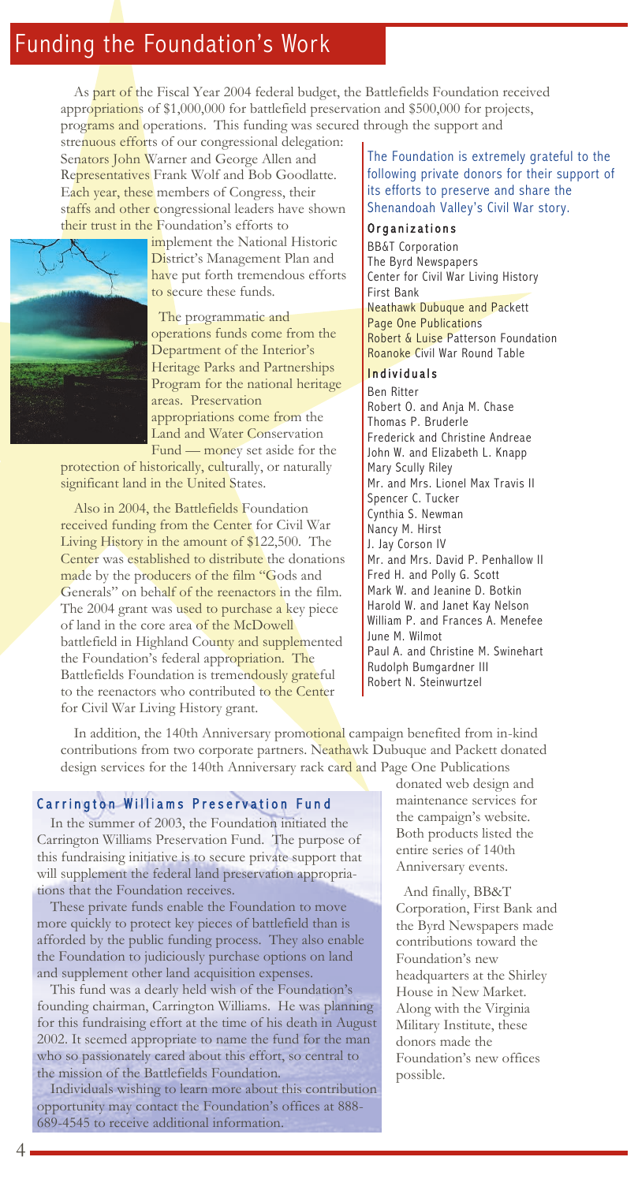# Funding the Foundation's Work

As part of the Fiscal Year 2004 federal budget, the Battlefields Foundation received appropriations of $1,000,000 for battlefield preservation and $500,000 for projects, programs and operations. This funding was secured through the support and strenuous efforts of our congressional delegation: Senators John Warner and George Allen and Representatives Frank Wolf and Bob Goodlatte. Each year, these members of Congress, their staffs and other congressional leaders have shown their trust in the Foundation's efforts to implement the National Historic District's Management Plan and have put forth tremendous efforts to secure these funds.

The programmatic and operations funds come from the Department of the Interior's Heritage Parks and Partnerships Program for the national heritage areas. Preservation appropriations come from the Land and Water Conservation Fund — money set aside for the protection of historically, culturally, or naturally significant land in the United States.

Also in 2004, the Battlefields Foundation received funding from the Center for Civil War Living History in the amount of $122,500. The Center was established to distribute the donations made by the producers of the film "Gods and Generals" on behalf of the reenactors in the film. The 2004 grant was used to purchase a key piece of land in the core area of the McDowell battlefield in Highland County and supplemented the Foundation's federal appropriation. The Battlefields Foundation is tremendously grateful to the reenactors who contributed to the Center for Civil War Living History grant.

The Foundation is extremely grateful to the following private donors for their support of its efforts to preserve and share the Shenandoah Valley's Civil War story.

### Organizations

BB&T Corporation
The Byrd Newspapers
Center for Civil War Living History
First Bank
Neathawk Dubuque and Packett
Page One Publications
Robert & Luise Patterson Foundation
Roanoke Civil War Round Table

### Individuals

Ben Ritter
Robert O. and Anja M. Chase
Thomas P. Bruderle
Frederick and Christine Andreae
John W. and Elizabeth L. Knapp
Mary Scully Riley
Mr. and Mrs. Lionel Max Travis II
Spencer C. Tucker
Cynthia S. Newman
Nancy M. Hirst
J. Jay Corson IV
Mr. and Mrs. David P. Penhallow II
Fred H. and Polly G. Scott
Mark W. and Jeanine D. Botkin
Harold W. and Janet Kay Nelson
William P. and Frances A. Menefee
June M. Wilmot
Paul A. and Christine M. Swinehart
Rudolph Bumgardner III
Robert N. Steinwurtzel

In addition, the 140th Anniversary promotional campaign benefited from in-kind contributions from two corporate partners. Neathawk Dubuque and Packett donated design services for the 140th Anniversary rack card and Page One Publications donated web design and maintenance services for the campaign's website. Both products listed the entire series of 140th Anniversary events.

And finally, BB&T Corporation, First Bank and the Byrd Newspapers made contributions toward the Foundation's new headquarters at the Shirley House in New Market. Along with the Virginia Military Institute, these donors made the Foundation's new offices possible.

## Carrington Williams Preservation Fund

In the summer of 2003, the Foundation initiated the Carrington Williams Preservation Fund. The purpose of this fundraising initiative is to secure private support that will supplement the federal land preservation appropriations that the Foundation receives.

These private funds enable the Foundation to move more quickly to protect key pieces of battlefield than is afforded by the public funding process. They also enable the Foundation to judiciously purchase options on land and supplement other land acquisition expenses.

This fund was a dearly held wish of the Foundation's founding chairman, Carrington Williams. He was planning for this fundraising effort at the time of his death in August 2002. It seemed appropriate to name the fund for the man who so passionately cared about this effort, so central to the mission of the Battlefields Foundation.

Individuals wishing to learn more about this contribution opportunity may contact the Foundation's offices at 888-689-4545 to receive additional information.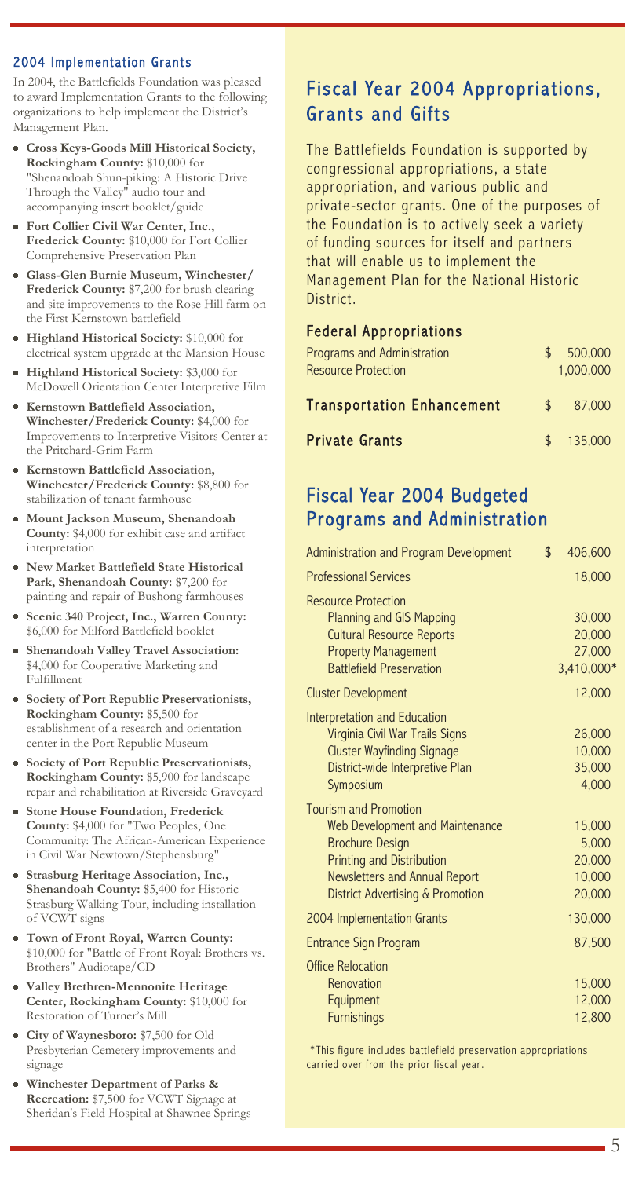## 2004 Implementation Grants

In 2004, the Battlefields Foundation was pleased to award Implementation Grants to the following organizations to help implement the District's Management Plan.

- **Cross Keys-Goods Mill Historical Society, Rockingham County:** $10,000 for "Shenandoah Shun-piking: A Historic Drive Through the Valley" audio tour and accompanying insert booklet/guide
- **Fort Collier Civil War Center, Inc., Frederick County:** $10,000 for Fort Collier Comprehensive Preservation Plan
- **Glass-Glen Burnie Museum, Winchester/ Frederick County:** $7,200 for brush clearing and site improvements to the Rose Hill farm on the First Kernstown battlefield
- **Highland Historical Society:** $10,000 for electrical system upgrade at the Mansion House
- **Highland Historical Society:** $3,000 for McDowell Orientation Center Interpretive Film
- **Kernstown Battlefield Association, Winchester/Frederick County:** $4,000 for Improvements to Interpretive Visitors Center at the Pritchard-Grim Farm
- **Kernstown Battlefield Association, Winchester/Frederick County:** $8,800 for stabilization of tenant farmhouse
- **Mount Jackson Museum, Shenandoah County:** $4,000 for exhibit case and artifact interpretation
- **New Market Battlefield State Historical Park, Shenandoah County:** $7,200 for painting and repair of Bushong farmhouses
- **Scenic 340 Project, Inc., Warren County:** $6,000 for Milford Battlefield booklet
- **Shenandoah Valley Travel Association:** $4,000 for Cooperative Marketing and Fulfillment
- **Society of Port Republic Preservationists, Rockingham County:** $5,500 for establishment of a research and orientation center in the Port Republic Museum
- **Society of Port Republic Preservationists, Rockingham County:** $5,900 for landscape repair and rehabilitation at Riverside Graveyard
- **Stone House Foundation, Frederick County:** $4,000 for "Two Peoples, One Community: The African-American Experience in Civil War Newtown/Stephensburg"
- **Strasburg Heritage Association, Inc., Shenandoah County:** $5,400 for Historic Strasburg Walking Tour, including installation of VCWT signs
- **Town of Front Royal, Warren County:** $10,000 for "Battle of Front Royal: Brothers vs. Brothers" Audiotape/CD
- **Valley Brethren-Mennonite Heritage Center, Rockingham County:** $10,000 for Restoration of Turner's Mill
- **City of Waynesboro:** $7,500 for Old Presbyterian Cemetery improvements and signage
- **Winchester Department of Parks & Recreation:** $7,500 for VCWT Signage at Sheridan's Field Hospital at Shawnee Springs

## Fiscal Year 2004 Appropriations, Grants and Gifts

The Battlefields Foundation is supported by congressional appropriations, a state appropriation, and various public and private-sector grants. One of the purposes of the Foundation is to actively seek a variety of funding sources for itself and partners that will enable us to implement the Management Plan for the National Historic District.

### Federal Appropriations

| | |
|---|---|
| Programs and Administration | $ 500,000 |
| Resource Protection | 1,000,000 |
| **Transportation Enhancement** | $ 87,000 |
| **Private Grants** | $ 135,000 |

## Fiscal Year 2004 Budgeted Programs and Administration

| | |
|---|---|
| Administration and Program Development | $ 406,600 |
| Professional Services | 18,000 |
| Resource Protection | |
| Planning and GIS Mapping | 30,000 |
| Cultural Resource Reports | 20,000 |
| Property Management | 27,000 |
| Battlefield Preservation | 3,410,000* |
| Cluster Development | 12,000 |
| Interpretation and Education | |
| Virginia Civil War Trails Signs | 26,000 |
| Cluster Wayfinding Signage | 10,000 |
| District-wide Interpretive Plan | 35,000 |
| Symposium | 4,000 |
| Tourism and Promotion | |
| Web Development and Maintenance | 15,000 |
| Brochure Design | 5,000 |
| Printing and Distribution | 20,000 |
| Newsletters and Annual Report | 10,000 |
| District Advertising & Promotion | 20,000 |
| 2004 Implementation Grants | 130,000 |
| Entrance Sign Program | 87,500 |
| Office Relocation | |
| Renovation | 15,000 |
| Equipment | 12,000 |
| Furnishings | 12,800 |

*This figure includes battlefield preservation appropriations carried over from the prior fiscal year.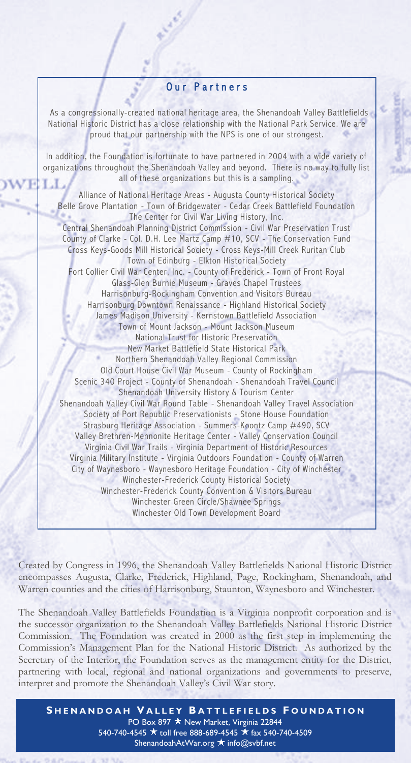## Our Partners

As a congressionally-created national heritage area, the Shenandoah Valley Battlefields National Historic District has a close relationship with the National Park Service. We are proud that our partnership with the NPS is one of our strongest.

In addition, the Foundation is fortunate to have partnered in 2004 with a wide variety of organizations throughout the Shenandoah Valley and beyond. There is no way to fully list all of these organizations but this is a sampling.

Alliance of National Heritage Areas - Augusta County Historical Society
Belle Grove Plantation - Town of Bridgewater - Cedar Creek Battlefield Foundation
The Center for Civil War Living History, Inc.
Central Shenandoah Planning District Commission - Civil War Preservation Trust
County of Clarke - Col. D.H. Lee Martz Camp #10, SCV - The Conservation Fund
Cross Keys-Goods Mill Historical Society - Cross Keys-Mill Creek Ruritan Club
Town of Edinburg - Elkton Historical Society
Fort Collier Civil War Center, Inc. - County of Frederick - Town of Front Royal
Glass-Glen Burnie Museum - Graves Chapel Trustees
Harrisonburg-Rockingham Convention and Visitors Bureau
Harrisonburg Downtown Renaissance - Highland Historical Society
James Madison University - Kernstown Battlefield Association
Town of Mount Jackson - Mount Jackson Museum
National Trust for Historic Preservation
New Market Battlefield State Historical Park
Northern Shenandoah Valley Regional Commission
Old Court House Civil War Museum - County of Rockingham
Scenic 340 Project - County of Shenandoah - Shenandoah Travel Council
Shenandoah University History & Tourism Center
Shenandoah Valley Civil War Round Table - Shenandoah Valley Travel Association
Society of Port Republic Preservationists - Stone House Foundation
Strasburg Heritage Association - Summers-Koontz Camp #490, SCV
Valley Brethren-Mennonite Heritage Center - Valley Conservation Council
Virginia Civil War Trails - Virginia Department of Historic Resources
Virginia Military Institute - Virginia Outdoors Foundation - County of Warren
City of Waynesboro - Waynesboro Heritage Foundation - City of Winchester
Winchester-Frederick County Historical Society
Winchester-Frederick County Convention & Visitors Bureau
Winchester Green Circle/Shawnee Springs
Winchester Old Town Development Board

Created by Congress in 1996, the Shenandoah Valley Battlefields National Historic District encompasses Augusta, Clarke, Frederick, Highland, Page, Rockingham, Shenandoah, and Warren counties and the cities of Harrisonburg, Staunton, Waynesboro and Winchester.

The Shenandoah Valley Battlefields Foundation is a Virginia nonprofit corporation and is the successor organization to the Shenandoah Valley Battlefields National Historic District Commission. The Foundation was created in 2000 as the first step in implementing the Commission's Management Plan for the National Historic District. As authorized by the Secretary of the Interior, the Foundation serves as the management entity for the District, partnering with local, regional and national organizations and governments to preserve, interpret and promote the Shenandoah Valley's Civil War story.

**SHENANDOAH VALLEY BATTLEFIELDS FOUNDATION**
PO Box 897 ★ New Market, Virginia 22844
540-740-4545 ★ toll free 888-689-4545 ★ fax 540-740-4509
ShenandoahAtWar.org ★ info@svbf.net